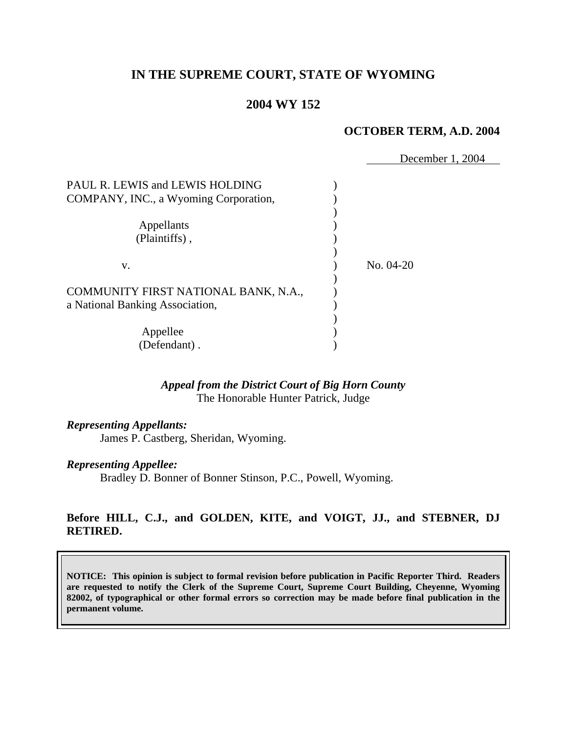**IN THE SUPREME COURT, STATE OF WYOMING**

**2004 WY 152**

**OCTOBER TERM, A.D. 2004**

December 1, 2004

PAUL R. LEWIS and LEWIS HOLDING COMPANY, INC., a Wyoming Corporation,

Appellants (Plaintiffs),

v.

COMMUNITY FIRST NATIONAL BANK, N.A., a National Banking Association,

Appellee (Defendant).

No. 04-20

*Appeal from the District Court of Big Horn County*
The Honorable Hunter Patrick, Judge

*Representing Appellants:*
James P. Castberg, Sheridan, Wyoming.

*Representing Appellee:*
Bradley D. Bonner of Bonner Stinson, P.C., Powell, Wyoming.

**Before HILL, C.J., and GOLDEN, KITE, and VOIGT, JJ., and STEBNER, DJ RETIRED.**

**NOTICE: This opinion is subject to formal revision before publication in Pacific Reporter Third. Readers are requested to notify the Clerk of the Supreme Court, Supreme Court Building, Cheyenne, Wyoming 82002, of typographical or other formal errors so correction may be made before final publication in the permanent volume.**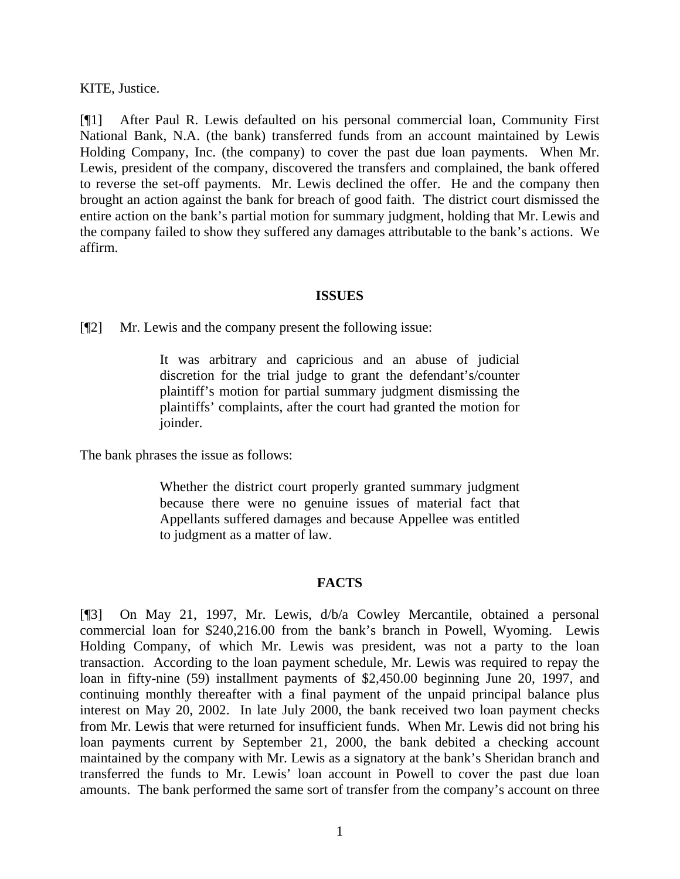KITE, Justice.

[¶1] After Paul R. Lewis defaulted on his personal commercial loan, Community First National Bank, N.A. (the bank) transferred funds from an account maintained by Lewis Holding Company, Inc. (the company) to cover the past due loan payments. When Mr. Lewis, president of the company, discovered the transfers and complained, the bank offered to reverse the set-off payments. Mr. Lewis declined the offer. He and the company then brought an action against the bank for breach of good faith. The district court dismissed the entire action on the bank's partial motion for summary judgment, holding that Mr. Lewis and the company failed to show they suffered any damages attributable to the bank's actions. We affirm.

## ISSUES

[¶2] Mr. Lewis and the company present the following issue:

> It was arbitrary and capricious and an abuse of judicial discretion for the trial judge to grant the defendant's/counter plaintiff's motion for partial summary judgment dismissing the plaintiffs' complaints, after the court had granted the motion for joinder.

The bank phrases the issue as follows:

> Whether the district court properly granted summary judgment because there were no genuine issues of material fact that Appellants suffered damages and because Appellee was entitled to judgment as a matter of law.

## FACTS

[¶3] On May 21, 1997, Mr. Lewis, d/b/a Cowley Mercantile, obtained a personal commercial loan for $240,216.00 from the bank's branch in Powell, Wyoming. Lewis Holding Company, of which Mr. Lewis was president, was not a party to the loan transaction. According to the loan payment schedule, Mr. Lewis was required to repay the loan in fifty-nine (59) installment payments of $2,450.00 beginning June 20, 1997, and continuing monthly thereafter with a final payment of the unpaid principal balance plus interest on May 20, 2002. In late July 2000, the bank received two loan payment checks from Mr. Lewis that were returned for insufficient funds. When Mr. Lewis did not bring his loan payments current by September 21, 2000, the bank debited a checking account maintained by the company with Mr. Lewis as a signatory at the bank's Sheridan branch and transferred the funds to Mr. Lewis' loan account in Powell to cover the past due loan amounts. The bank performed the same sort of transfer from the company's account on three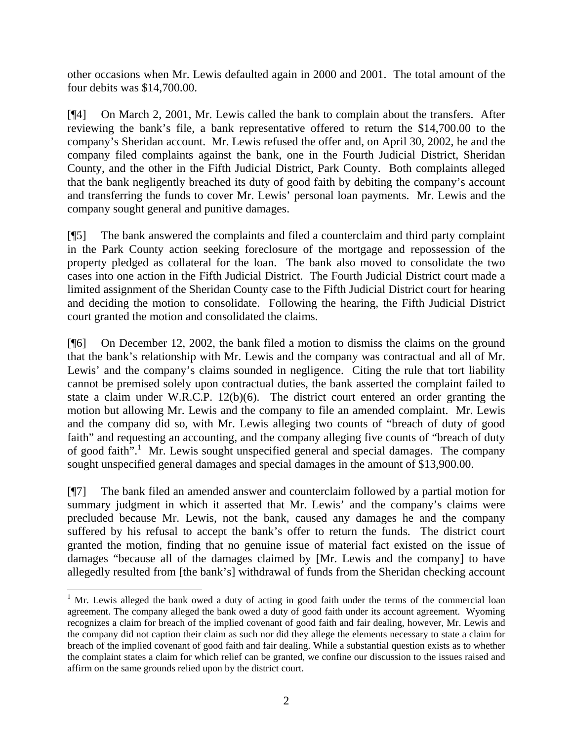other occasions when Mr. Lewis defaulted again in 2000 and 2001. The total amount of the four debits was $14,700.00.

[¶4] On March 2, 2001, Mr. Lewis called the bank to complain about the transfers. After reviewing the bank's file, a bank representative offered to return the $14,700.00 to the company's Sheridan account. Mr. Lewis refused the offer and, on April 30, 2002, he and the company filed complaints against the bank, one in the Fourth Judicial District, Sheridan County, and the other in the Fifth Judicial District, Park County. Both complaints alleged that the bank negligently breached its duty of good faith by debiting the company's account and transferring the funds to cover Mr. Lewis' personal loan payments. Mr. Lewis and the company sought general and punitive damages.

[¶5] The bank answered the complaints and filed a counterclaim and third party complaint in the Park County action seeking foreclosure of the mortgage and repossession of the property pledged as collateral for the loan. The bank also moved to consolidate the two cases into one action in the Fifth Judicial District. The Fourth Judicial District court made a limited assignment of the Sheridan County case to the Fifth Judicial District court for hearing and deciding the motion to consolidate. Following the hearing, the Fifth Judicial District court granted the motion and consolidated the claims.

[¶6] On December 12, 2002, the bank filed a motion to dismiss the claims on the ground that the bank's relationship with Mr. Lewis and the company was contractual and all of Mr. Lewis' and the company's claims sounded in negligence. Citing the rule that tort liability cannot be premised solely upon contractual duties, the bank asserted the complaint failed to state a claim under W.R.C.P. 12(b)(6). The district court entered an order granting the motion but allowing Mr. Lewis and the company to file an amended complaint. Mr. Lewis and the company did so, with Mr. Lewis alleging two counts of "breach of duty of good faith" and requesting an accounting, and the company alleging five counts of "breach of duty of good faith".[1] Mr. Lewis sought unspecified general and special damages. The company sought unspecified general damages and special damages in the amount of $13,900.00.

[¶7] The bank filed an amended answer and counterclaim followed by a partial motion for summary judgment in which it asserted that Mr. Lewis' and the company's claims were precluded because Mr. Lewis, not the bank, caused any damages he and the company suffered by his refusal to accept the bank's offer to return the funds. The district court granted the motion, finding that no genuine issue of material fact existed on the issue of damages "because all of the damages claimed by [Mr. Lewis and the company] to have allegedly resulted from [the bank's] withdrawal of funds from the Sheridan checking account

---

[1] Mr. Lewis alleged the bank owed a duty of acting in good faith under the terms of the commercial loan agreement. The company alleged the bank owed a duty of good faith under its account agreement. Wyoming recognizes a claim for breach of the implied covenant of good faith and fair dealing, however, Mr. Lewis and the company did not caption their claim as such nor did they allege the elements necessary to state a claim for breach of the implied covenant of good faith and fair dealing. While a substantial question exists as to whether the complaint states a claim for which relief can be granted, we confine our discussion to the issues raised and affirm on the same grounds relied upon by the district court.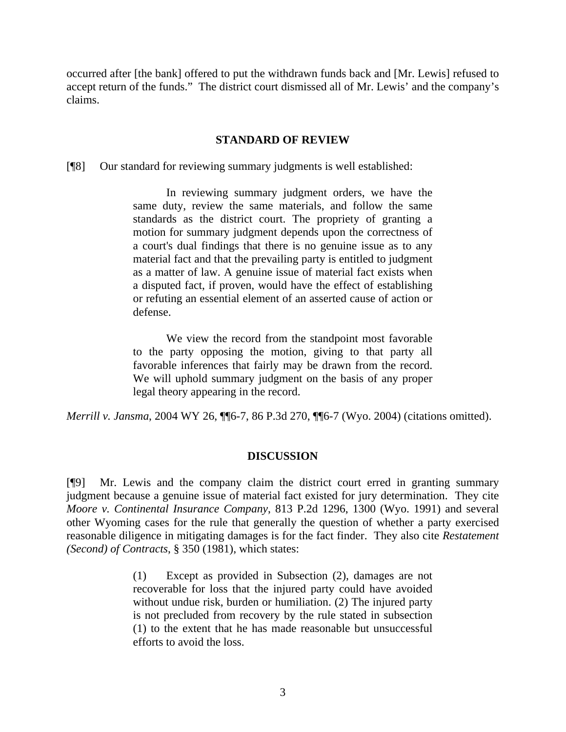occurred after [the bank] offered to put the withdrawn funds back and [Mr. Lewis] refused to accept return of the funds." The district court dismissed all of Mr. Lewis' and the company's claims.

## STANDARD OF REVIEW

[¶8] Our standard for reviewing summary judgments is well established:

> In reviewing summary judgment orders, we have the same duty, review the same materials, and follow the same standards as the district court. The propriety of granting a motion for summary judgment depends upon the correctness of a court's dual findings that there is no genuine issue as to any material fact and that the prevailing party is entitled to judgment as a matter of law. A genuine issue of material fact exists when a disputed fact, if proven, would have the effect of establishing or refuting an essential element of an asserted cause of action or defense.
>
> We view the record from the standpoint most favorable to the party opposing the motion, giving to that party all favorable inferences that fairly may be drawn from the record. We will uphold summary judgment on the basis of any proper legal theory appearing in the record.

*Merrill v. Jansma*, 2004 WY 26, ¶¶6-7, 86 P.3d 270, ¶¶6-7 (Wyo. 2004) (citations omitted).

## DISCUSSION

[¶9] Mr. Lewis and the company claim the district court erred in granting summary judgment because a genuine issue of material fact existed for jury determination. They cite *Moore v. Continental Insurance Company*, 813 P.2d 1296, 1300 (Wyo. 1991) and several other Wyoming cases for the rule that generally the question of whether a party exercised reasonable diligence in mitigating damages is for the fact finder. They also cite *Restatement (Second) of Contracts*, § 350 (1981), which states:

> (1) Except as provided in Subsection (2), damages are not recoverable for loss that the injured party could have avoided without undue risk, burden or humiliation. (2) The injured party is not precluded from recovery by the rule stated in subsection (1) to the extent that he has made reasonable but unsuccessful efforts to avoid the loss.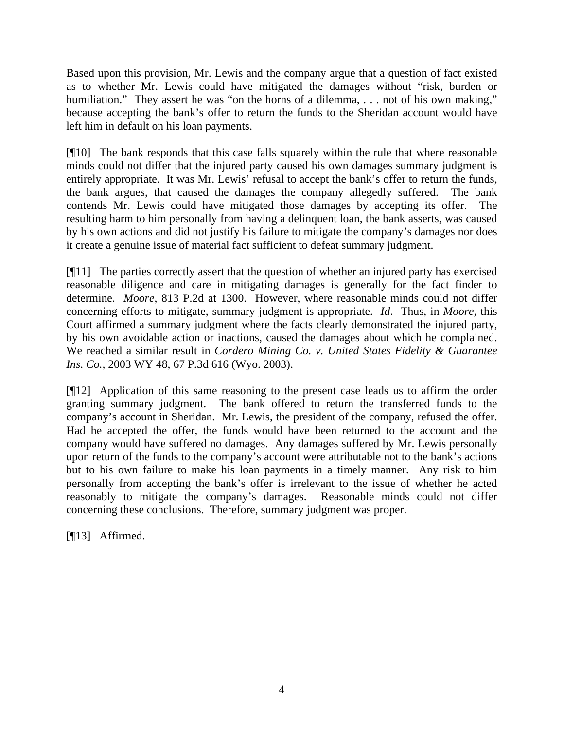Based upon this provision, Mr. Lewis and the company argue that a question of fact existed as to whether Mr. Lewis could have mitigated the damages without "risk, burden or humiliation." They assert he was "on the horns of a dilemma, . . . not of his own making," because accepting the bank's offer to return the funds to the Sheridan account would have left him in default on his loan payments.

[¶10] The bank responds that this case falls squarely within the rule that where reasonable minds could not differ that the injured party caused his own damages summary judgment is entirely appropriate. It was Mr. Lewis' refusal to accept the bank's offer to return the funds, the bank argues, that caused the damages the company allegedly suffered. The bank contends Mr. Lewis could have mitigated those damages by accepting its offer. The resulting harm to him personally from having a delinquent loan, the bank asserts, was caused by his own actions and did not justify his failure to mitigate the company's damages nor does it create a genuine issue of material fact sufficient to defeat summary judgment.

[¶11] The parties correctly assert that the question of whether an injured party has exercised reasonable diligence and care in mitigating damages is generally for the fact finder to determine. *Moore*, 813 P.2d at 1300. However, where reasonable minds could not differ concerning efforts to mitigate, summary judgment is appropriate. *Id*. Thus, in *Moore*, this Court affirmed a summary judgment where the facts clearly demonstrated the injured party, by his own avoidable action or inactions, caused the damages about which he complained. We reached a similar result in *Cordero Mining Co. v. United States Fidelity & Guarantee Ins. Co.*, 2003 WY 48, 67 P.3d 616 (Wyo. 2003).

[¶12] Application of this same reasoning to the present case leads us to affirm the order granting summary judgment. The bank offered to return the transferred funds to the company's account in Sheridan. Mr. Lewis, the president of the company, refused the offer. Had he accepted the offer, the funds would have been returned to the account and the company would have suffered no damages. Any damages suffered by Mr. Lewis personally upon return of the funds to the company's account were attributable not to the bank's actions but to his own failure to make his loan payments in a timely manner. Any risk to him personally from accepting the bank's offer is irrelevant to the issue of whether he acted reasonably to mitigate the company's damages. Reasonable minds could not differ concerning these conclusions. Therefore, summary judgment was proper.

[¶13] Affirmed.